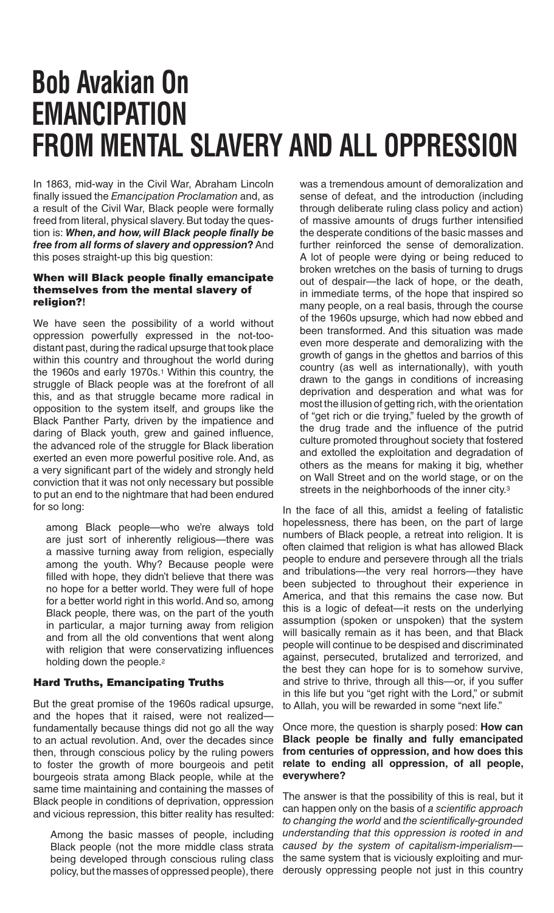# Bob Avakian On EMANCIPATION FROM MENTAL SLAVERY AND ALL OPPRESSION

In 1863, mid-way in the Civil War, Abraham Lincoln finally issued the *Emancipation Proclamation* and, as a result of the Civil War, Black people were formally freed from literal, physical slavery. But today the question is: ***When, and how, will Black people finally be free from all forms of slavery and oppression*?** And this poses straight-up this big question:

### When will Black people finally emancipate themselves from the mental slavery of religion?!

We have seen the possibility of a world without oppression powerfully expressed in the not-too-distant past, during the radical upsurge that took place within this country and throughout the world during the 1960s and early 1970s.[1] Within this country, the struggle of Black people was at the forefront of all this, and as that struggle became more radical in opposition to the system itself, and groups like the Black Panther Party, driven by the impatience and daring of Black youth, grew and gained influence, the advanced role of the struggle for Black liberation exerted an even more powerful positive role. And, as a very significant part of the widely and strongly held conviction that it was not only necessary but possible to put an end to the nightmare that had been endured for so long:

> among Black people—who we're always told are just sort of inherently religious—there was a massive turning away from religion, especially among the youth. Why? Because people were filled with hope, they didn't believe that there was no hope for a better world. They were full of hope for a better world right in this world. And so, among Black people, there was, on the part of the youth in particular, a major turning away from religion and from all the old conventions that went along with religion that were conservatizing influences holding down the people.[2]

### Hard Truths, Emancipating Truths

But the great promise of the 1960s radical upsurge, and the hopes that it raised, were not realized—fundamentally because things did not go all the way to an actual revolution. And, over the decades since then, through conscious policy by the ruling powers to foster the growth of more bourgeois and petit bourgeois strata among Black people, while at the same time maintaining and containing the masses of Black people in conditions of deprivation, oppression and vicious repression, this bitter reality has resulted:

> Among the basic masses of people, including Black people (not the more middle class strata being developed through conscious ruling class policy, but the masses of oppressed people), there was a tremendous amount of demoralization and sense of defeat, and the introduction (including through deliberate ruling class policy and action) of massive amounts of drugs further intensified the desperate conditions of the basic masses and further reinforced the sense of demoralization. A lot of people were dying or being reduced to broken wretches on the basis of turning to drugs out of despair—the lack of hope, or the death, in immediate terms, of the hope that inspired so many people, on a real basis, through the course of the 1960s upsurge, which had now ebbed and been transformed. And this situation was made even more desperate and demoralizing with the growth of gangs in the ghettos and barrios of this country (as well as internationally), with youth drawn to the gangs in conditions of increasing deprivation and desperation and what was for most the illusion of getting rich, with the orientation of "get rich or die trying," fueled by the growth of the drug trade and the influence of the putrid culture promoted throughout society that fostered and extolled the exploitation and degradation of others as the means for making it big, whether on Wall Street and on the world stage, or on the streets in the neighborhoods of the inner city.[3]

In the face of all this, amidst a feeling of fatalistic hopelessness, there has been, on the part of large numbers of Black people, a retreat into religion. It is often claimed that religion is what has allowed Black people to endure and persevere through all the trials and tribulations—the very real horrors—they have been subjected to throughout their experience in America, and that this remains the case now. But this is a logic of defeat—it rests on the underlying assumption (spoken or unspoken) that the system will basically remain as it has been, and that Black people will continue to be despised and discriminated against, persecuted, brutalized and terrorized, and the best they can hope for is to somehow survive, and strive to thrive, through all this—or, if you suffer in this life but you "get right with the Lord," or submit to Allah, you will be rewarded in some "next life."

Once more, the question is sharply posed: **How can Black people be finally and fully emancipated from centuries of oppression, and how does this relate to ending all oppression, of all people, everywhere?**

The answer is that the possibility of this is real, but it can happen only on the basis of *a scientific approach to changing the world* and *the scientifically-grounded understanding that this oppression is rooted in and caused by the system of capitalism-imperialism*—the same system that is viciously exploiting and murderously oppressing people not just in this country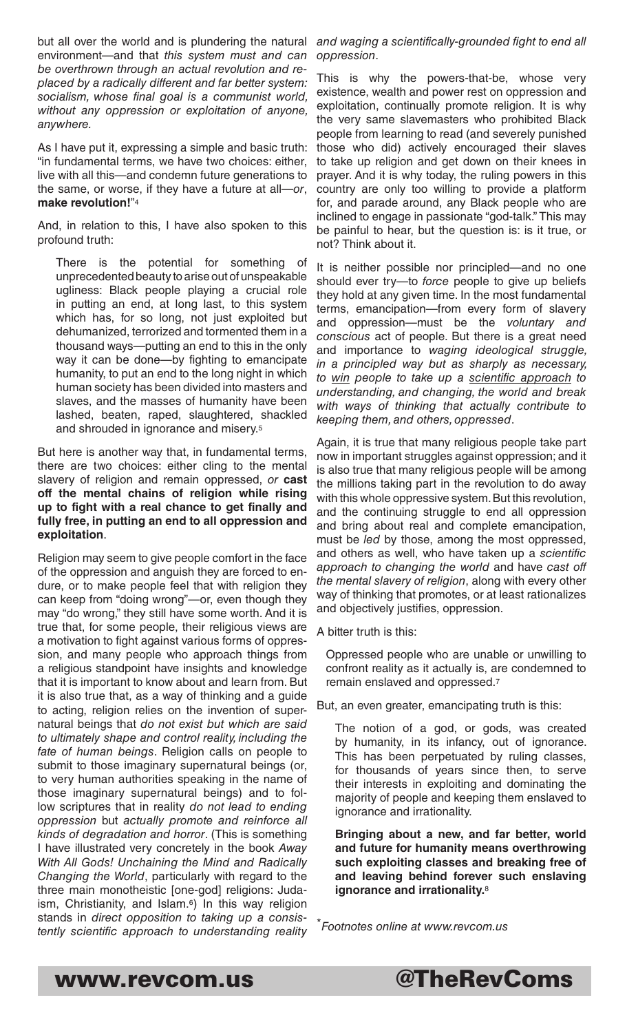but all over the world and is plundering the natural environment—and that *this system must and can be overthrown through an actual revolution and replaced by a radically different and far better system: socialism, whose final goal is a communist world, without any oppression or exploitation of anyone, anywhere.*

As I have put it, expressing a simple and basic truth: "in fundamental terms, we have two choices: either, live with all this—and condemn future generations to the same, or worse, if they have a future at all—*or*, **make revolution!**"[4]

And, in relation to this, I have also spoken to this profound truth:

> There is the potential for something of unprecedented beauty to arise out of unspeakable ugliness: Black people playing a crucial role in putting an end, at long last, to this system which has, for so long, not just exploited but dehumanized, terrorized and tormented them in a thousand ways—putting an end to this in the only way it can be done—by fighting to emancipate humanity, to put an end to the long night in which human society has been divided into masters and slaves, and the masses of humanity have been lashed, beaten, raped, slaughtered, shackled and shrouded in ignorance and misery.[5]

But here is another way that, in fundamental terms, there are two choices: either cling to the mental slavery of religion and remain oppressed, *or* **cast off the mental chains of religion while rising up to fight with a real chance to get finally and fully free, in putting an end to all oppression and exploitation**.

Religion may seem to give people comfort in the face of the oppression and anguish they are forced to endure, or to make people feel that with religion they can keep from "doing wrong"—or, even though they may "do wrong," they still have some worth. And it is true that, for some people, their religious views are a motivation to fight against various forms of oppression, and many people who approach things from a religious standpoint have insights and knowledge that it is important to know about and learn from. But it is also true that, as a way of thinking and a guide to acting, religion relies on the invention of supernatural beings that *do not exist but which are said to ultimately shape and control reality, including the fate of human beings*. Religion calls on people to submit to those imaginary supernatural beings (or, to very human authorities speaking in the name of those imaginary supernatural beings) and to follow scriptures that in reality *do not lead to ending oppression* but *actually promote and reinforce all kinds of degradation and horror*. (This is something I have illustrated very concretely in the book *Away With All Gods! Unchaining the Mind and Radically Changing the World*, particularly with regard to the three main monotheistic [one-god] religions: Judaism, Christianity, and Islam.[6]) In this way religion stands in *direct opposition to taking up a consistently scientific approach to understanding reality and waging a scientifically-grounded fight to end all oppression*.

This is why the powers-that-be, whose very existence, wealth and power rest on oppression and exploitation, continually promote religion. It is why the very same slavemasters who prohibited Black people from learning to read (and severely punished those who did) actively encouraged their slaves to take up religion and get down on their knees in prayer. And it is why today, the ruling powers in this country are only too willing to provide a platform for, and parade around, any Black people who are inclined to engage in passionate "god-talk." This may be painful to hear, but the question is: is it true, or not? Think about it.

It is neither possible nor principled—and no one should ever try—to *force* people to give up beliefs they hold at any given time. In the most fundamental terms, emancipation—from every form of slavery and oppression—must be the *voluntary and conscious* act of people. But there is a great need and importance to *waging ideological struggle, in a principled way but as sharply as necessary, to win people to take up a scientific approach to understanding, and changing, the world and break with ways of thinking that actually contribute to keeping them, and others, oppressed*.

Again, it is true that many religious people take part now in important struggles against oppression; and it is also true that many religious people will be among the millions taking part in the revolution to do away with this whole oppressive system. But this revolution, and the continuing struggle to end all oppression and bring about real and complete emancipation, must be *led* by those, among the most oppressed, and others as well, who have taken up a *scientific approach to changing the world* and have *cast off the mental slavery of religion*, along with every other way of thinking that promotes, or at least rationalizes and objectively justifies, oppression.

A bitter truth is this:

> Oppressed people who are unable or unwilling to confront reality as it actually is, are condemned to remain enslaved and oppressed.[7]

But, an even greater, emancipating truth is this:

> The notion of a god, or gods, was created by humanity, in its infancy, out of ignorance. This has been perpetuated by ruling classes, for thousands of years since then, to serve their interests in exploiting and dominating the majority of people and keeping them enslaved to ignorance and irrationality.
>
> **Bringing about a new, and far better, world and future for humanity means overthrowing such exploiting classes and breaking free of and leaving behind forever such enslaving ignorance and irrationality.**[8]

**Footnotes online at www.revcom.us*

**www.revcom.us** **@TheRevComs**